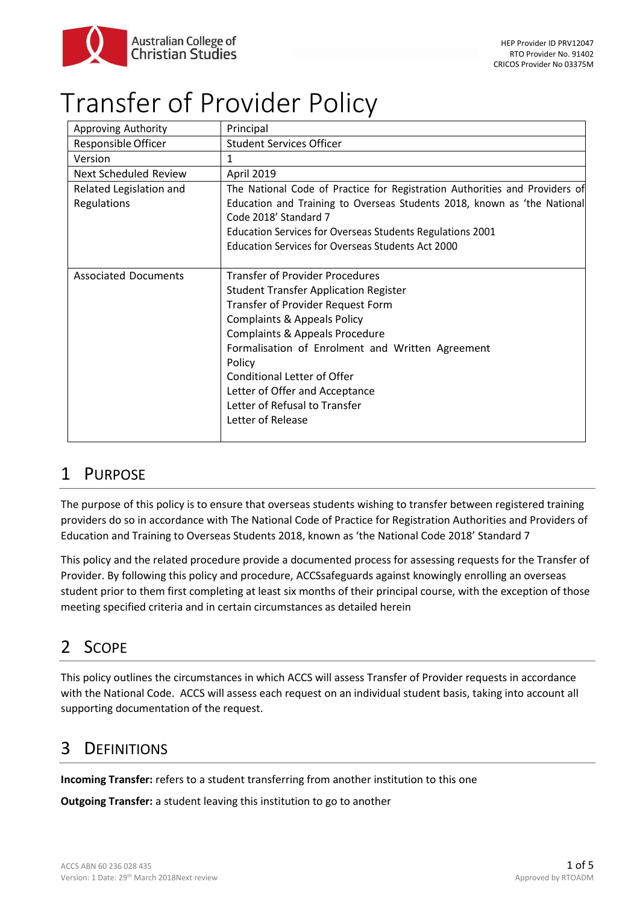Australian College of Christian Studies

HEP Provider ID PRV12047
RTO Provider No. 91402
CRICOS Provider No 03375M

# Transfer of Provider Policy

| | |
|---|---|
| Approving Authority | Principal |
| Responsible Officer | Student Services Officer |
| Version | 1 |
| Next Scheduled Review | April 2019 |
| Related Legislation and Regulations | The National Code of Practice for Registration Authorities and Providers of Education and Training to Overseas Students 2018, known as 'the National Code 2018' Standard 7<br>Education Services for Overseas Students Regulations 2001<br>Education Services for Overseas Students Act 2000 |
| Associated Documents | Transfer of Provider Procedures<br>Student Transfer Application Register<br>Transfer of Provider Request Form<br>Complaints & Appeals Policy<br>Complaints & Appeals Procedure<br>Formalisation of Enrolment and Written Agreement Policy<br>Conditional Letter of Offer<br>Letter of Offer and Acceptance<br>Letter of Refusal to Transfer<br>Letter of Release |

## 1 Purpose

The purpose of this policy is to ensure that overseas students wishing to transfer between registered training providers do so in accordance with The National Code of Practice for Registration Authorities and Providers of Education and Training to Overseas Students 2018, known as 'the National Code 2018' Standard 7

This policy and the related procedure provide a documented process for assessing requests for the Transfer of Provider. By following this policy and procedure, ACCSsafeguards against knowingly enrolling an overseas student prior to them first completing at least six months of their principal course, with the exception of those meeting specified criteria and in certain circumstances as detailed herein

## 2 Scope

This policy outlines the circumstances in which ACCS will assess Transfer of Provider requests in accordance with the National Code. ACCS will assess each request on an individual student basis, taking into account all supporting documentation of the request.

## 3 Definitions

**Incoming Transfer:** refers to a student transferring from another institution to this one

**Outgoing Transfer:** a student leaving this institution to go to another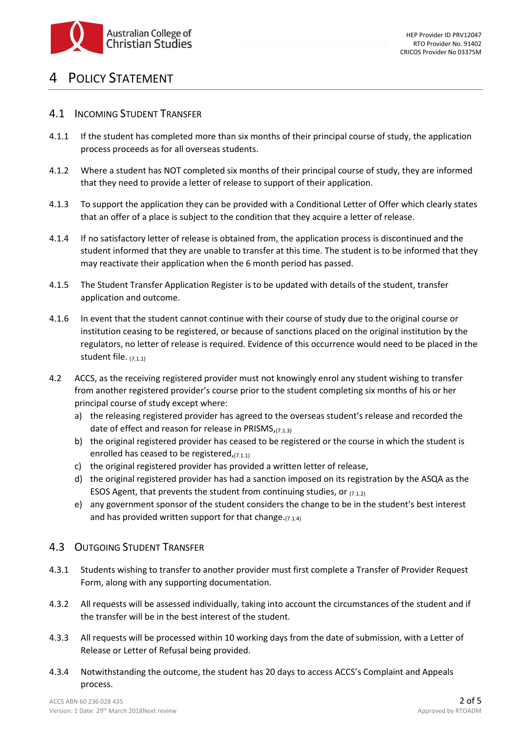# 4 POLICY STATEMENT

## 4.1 INCOMING STUDENT TRANSFER

4.1.1 If the student has completed more than six months of their principal course of study, the application process proceeds as for all overseas students.

4.1.2 Where a student has NOT completed six months of their principal course of study, they are informed that they need to provide a letter of release to support of their application.

4.1.3 To support the application they can be provided with a Conditional Letter of Offer which clearly states that an offer of a place is subject to the condition that they acquire a letter of release.

4.1.4 If no satisfactory letter of release is obtained from, the application process is discontinued and the student informed that they are unable to transfer at this time. The student is to be informed that they may reactivate their application when the 6 month period has passed.

4.1.5 The Student Transfer Application Register is to be updated with details of the student, transfer application and outcome.

4.1.6 In event that the student cannot continue with their course of study due to the original course or institution ceasing to be registered, or because of sanctions placed on the original institution by the regulators, no letter of release is required. Evidence of this occurrence would need to be placed in the student file. (7.1.1)

4.2 ACCS, as the receiving registered provider must not knowingly enrol any student wishing to transfer from another registered provider's course prior to the student completing six months of his or her principal course of study except where:

a) the releasing registered provider has agreed to the overseas student's release and recorded the date of effect and reason for release in PRISMS,(7.1.3)
b) the original registered provider has ceased to be registered or the course in which the student is enrolled has ceased to be registered,(7.1.1)
c) the original registered provider has provided a written letter of release,
d) the original registered provider has had a sanction imposed on its registration by the ASQA as the ESOS Agent, that prevents the student from continuing studies, or (7.1.2)
e) any government sponsor of the student considers the change to be in the student's best interest and has provided written support for that change.(7.1.4)

## 4.3 OUTGOING STUDENT TRANSFER

4.3.1 Students wishing to transfer to another provider must first complete a Transfer of Provider Request Form, along with any supporting documentation.

4.3.2 All requests will be assessed individually, taking into account the circumstances of the student and if the transfer will be in the best interest of the student.

4.3.3 All requests will be processed within 10 working days from the date of submission, with a Letter of Release or Letter of Refusal being provided.

4.3.4 Notwithstanding the outcome, the student has 20 days to access ACCS's Complaint and Appeals process.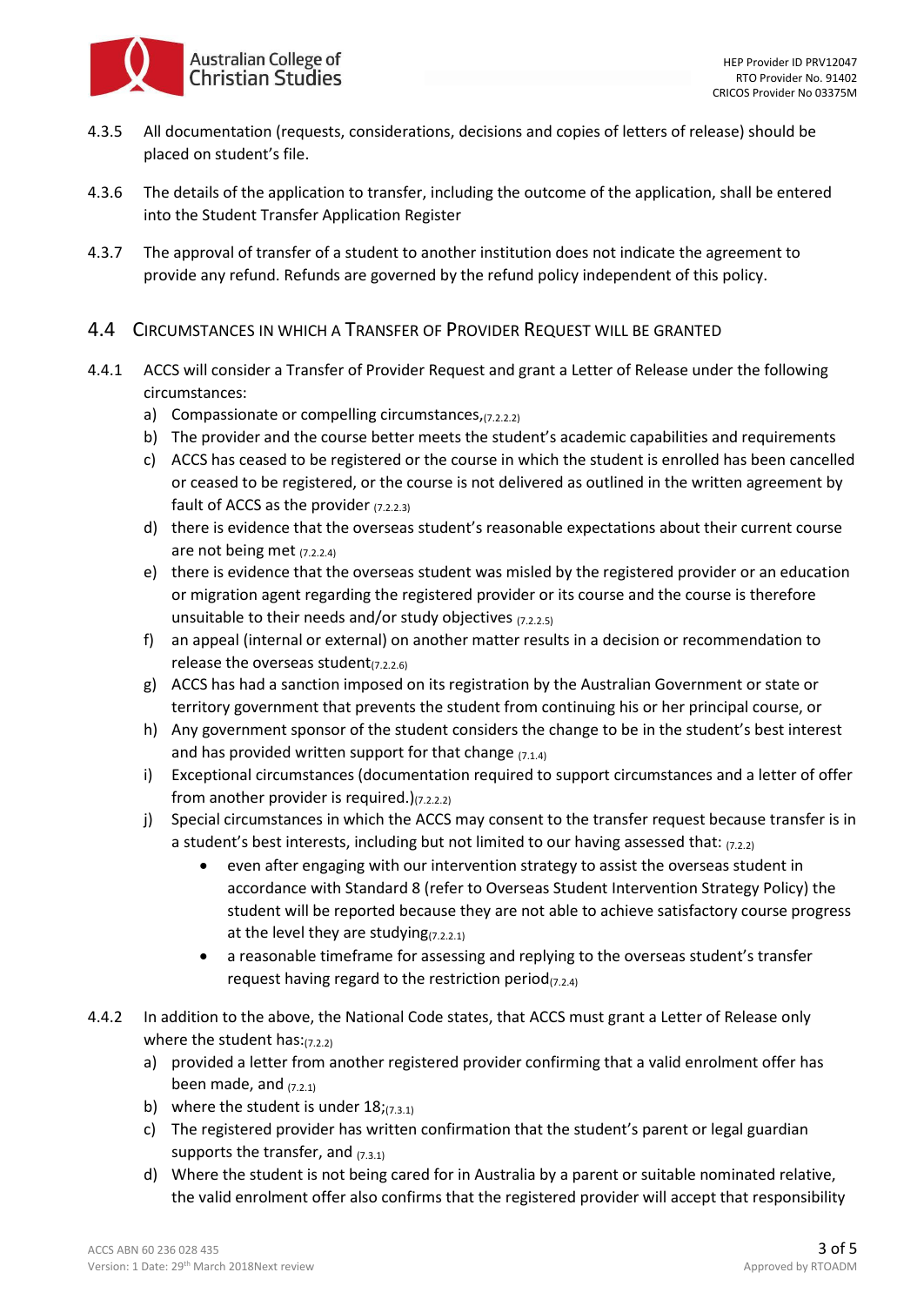4.3.5 All documentation (requests, considerations, decisions and copies of letters of release) should be placed on student's file.

4.3.6 The details of the application to transfer, including the outcome of the application, shall be entered into the Student Transfer Application Register

4.3.7 The approval of transfer of a student to another institution does not indicate the agreement to provide any refund. Refunds are governed by the refund policy independent of this policy.

## 4.4 Circumstances in which a Transfer of Provider Request will be granted

4.4.1 ACCS will consider a Transfer of Provider Request and grant a Letter of Release under the following circumstances:

a) Compassionate or compelling circumstances,(7.2.2.2)
b) The provider and the course better meets the student's academic capabilities and requirements
c) ACCS has ceased to be registered or the course in which the student is enrolled has been cancelled or ceased to be registered, or the course is not delivered as outlined in the written agreement by fault of ACCS as the provider (7.2.2.3)
d) there is evidence that the overseas student's reasonable expectations about their current course are not being met (7.2.2.4)
e) there is evidence that the overseas student was misled by the registered provider or an education or migration agent regarding the registered provider or its course and the course is therefore unsuitable to their needs and/or study objectives (7.2.2.5)
f) an appeal (internal or external) on another matter results in a decision or recommendation to release the overseas student(7.2.2.6)
g) ACCS has had a sanction imposed on its registration by the Australian Government or state or territory government that prevents the student from continuing his or her principal course, or
h) Any government sponsor of the student considers the change to be in the student's best interest and has provided written support for that change (7.1.4)
i) Exceptional circumstances (documentation required to support circumstances and a letter of offer from another provider is required.)(7.2.2.2)
j) Special circumstances in which the ACCS may consent to the transfer request because transfer is in a student's best interests, including but not limited to our having assessed that: (7.2.2)
   - even after engaging with our intervention strategy to assist the overseas student in accordance with Standard 8 (refer to Overseas Student Intervention Strategy Policy) the student will be reported because they are not able to achieve satisfactory course progress at the level they are studying(7.2.2.1)
   - a reasonable timeframe for assessing and replying to the overseas student's transfer request having regard to the restriction period(7.2.4)

4.4.2 In addition to the above, the National Code states, that ACCS must grant a Letter of Release only where the student has:(7.2.2)

a) provided a letter from another registered provider confirming that a valid enrolment offer has been made, and (7.2.1)
b) where the student is under 18;(7.3.1)
c) The registered provider has written confirmation that the student's parent or legal guardian supports the transfer, and (7.3.1)
d) Where the student is not being cared for in Australia by a parent or suitable nominated relative, the valid enrolment offer also confirms that the registered provider will accept that responsibility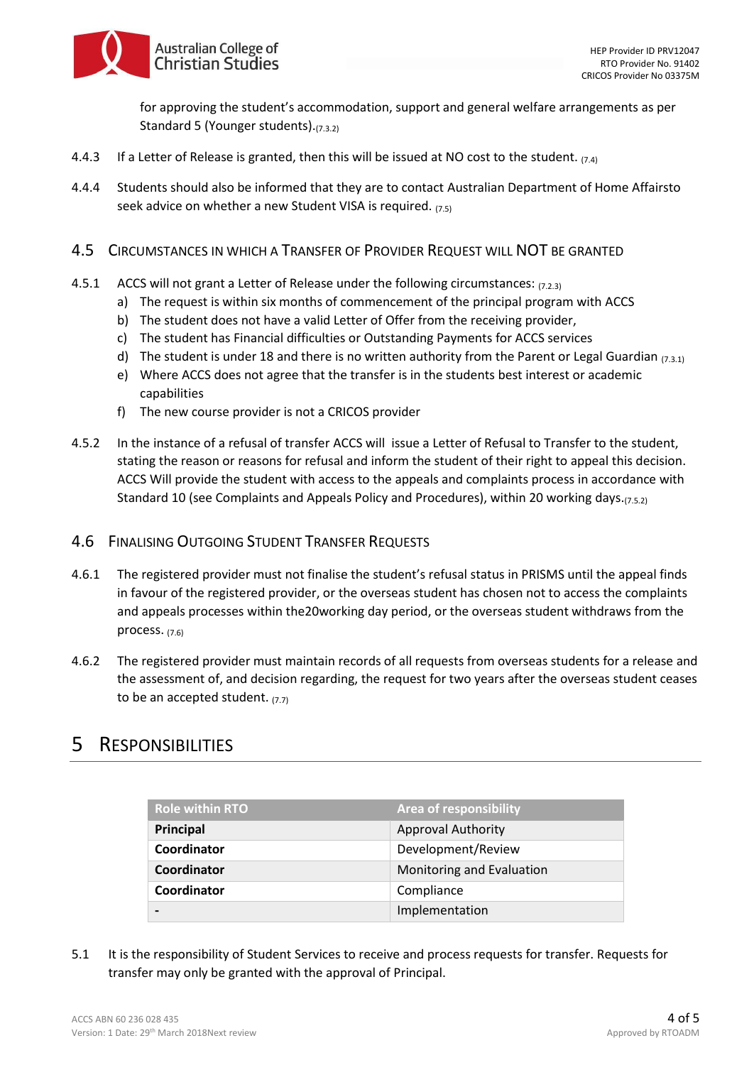for approving the student's accommodation, support and general welfare arrangements as per Standard 5 (Younger students).(7.3.2)

4.4.3 If a Letter of Release is granted, then this will be issued at NO cost to the student. (7.4)

4.4.4 Students should also be informed that they are to contact Australian Department of Home Affairsto seek advice on whether a new Student VISA is required. (7.5)

## 4.5 Circumstances in which a Transfer of Provider Request will NOT be granted

4.5.1 ACCS will not grant a Letter of Release under the following circumstances: (7.2.3)

a) The request is within six months of commencement of the principal program with ACCS
b) The student does not have a valid Letter of Offer from the receiving provider,
c) The student has Financial difficulties or Outstanding Payments for ACCS services
d) The student is under 18 and there is no written authority from the Parent or Legal Guardian (7.3.1)
e) Where ACCS does not agree that the transfer is in the students best interest or academic capabilities
f) The new course provider is not a CRICOS provider

4.5.2 In the instance of a refusal of transfer ACCS will issue a Letter of Refusal to Transfer to the student, stating the reason or reasons for refusal and inform the student of their right to appeal this decision. ACCS Will provide the student with access to the appeals and complaints process in accordance with Standard 10 (see Complaints and Appeals Policy and Procedures), within 20 working days.(7.5.2)

## 4.6 Finalising Outgoing Student Transfer Requests

4.6.1 The registered provider must not finalise the student's refusal status in PRISMS until the appeal finds in favour of the registered provider, or the overseas student has chosen not to access the complaints and appeals processes within the20working day period, or the overseas student withdraws from the process. (7.6)

4.6.2 The registered provider must maintain records of all requests from overseas students for a release and the assessment of, and decision regarding, the request for two years after the overseas student ceases to be an accepted student. (7.7)

# 5 Responsibilities

| Role within RTO | Area of responsibility |
|---|---|
| **Principal** | Approval Authority |
| **Coordinator** | Development/Review |
| **Coordinator** | Monitoring and Evaluation |
| **Coordinator** | Compliance |
| **-** | Implementation |

5.1 It is the responsibility of Student Services to receive and process requests for transfer. Requests for transfer may only be granted with the approval of Principal.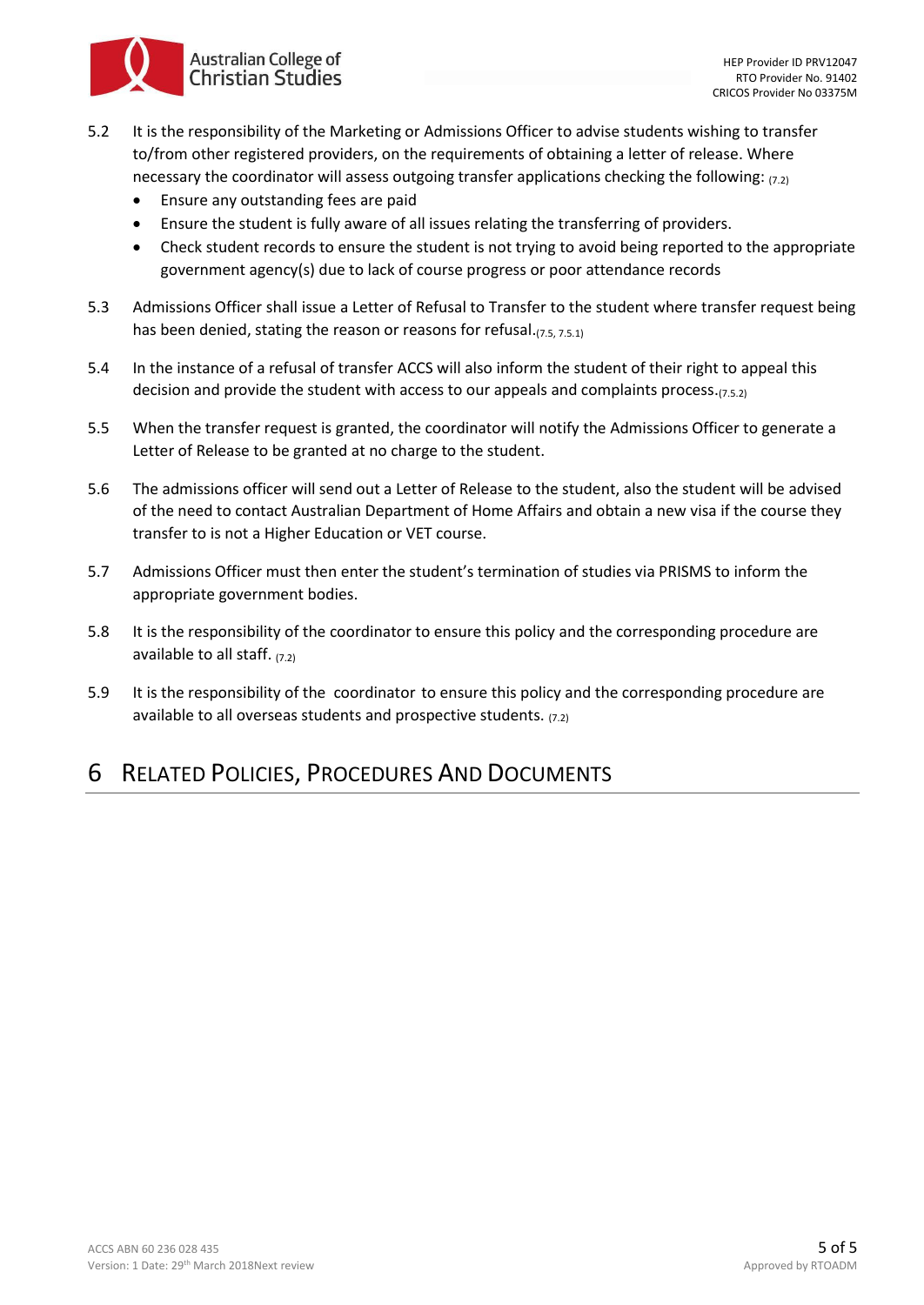5.2 It is the responsibility of the Marketing or Admissions Officer to advise students wishing to transfer to/from other registered providers, on the requirements of obtaining a letter of release. Where necessary the coordinator will assess outgoing transfer applications checking the following: (7.2)

- Ensure any outstanding fees are paid
- Ensure the student is fully aware of all issues relating the transferring of providers.
- Check student records to ensure the student is not trying to avoid being reported to the appropriate government agency(s) due to lack of course progress or poor attendance records

5.3 Admissions Officer shall issue a Letter of Refusal to Transfer to the student where transfer request being has been denied, stating the reason or reasons for refusal.(7.5, 7.5.1)

5.4 In the instance of a refusal of transfer ACCS will also inform the student of their right to appeal this decision and provide the student with access to our appeals and complaints process.(7.5.2)

5.5 When the transfer request is granted, the coordinator will notify the Admissions Officer to generate a Letter of Release to be granted at no charge to the student.

5.6 The admissions officer will send out a Letter of Release to the student, also the student will be advised of the need to contact Australian Department of Home Affairs and obtain a new visa if the course they transfer to is not a Higher Education or VET course.

5.7 Admissions Officer must then enter the student's termination of studies via PRISMS to inform the appropriate government bodies.

5.8 It is the responsibility of the coordinator to ensure this policy and the corresponding procedure are available to all staff. (7.2)

5.9 It is the responsibility of the coordinator to ensure this policy and the corresponding procedure are available to all overseas students and prospective students. (7.2)

# 6 Related Policies, Procedures And Documents